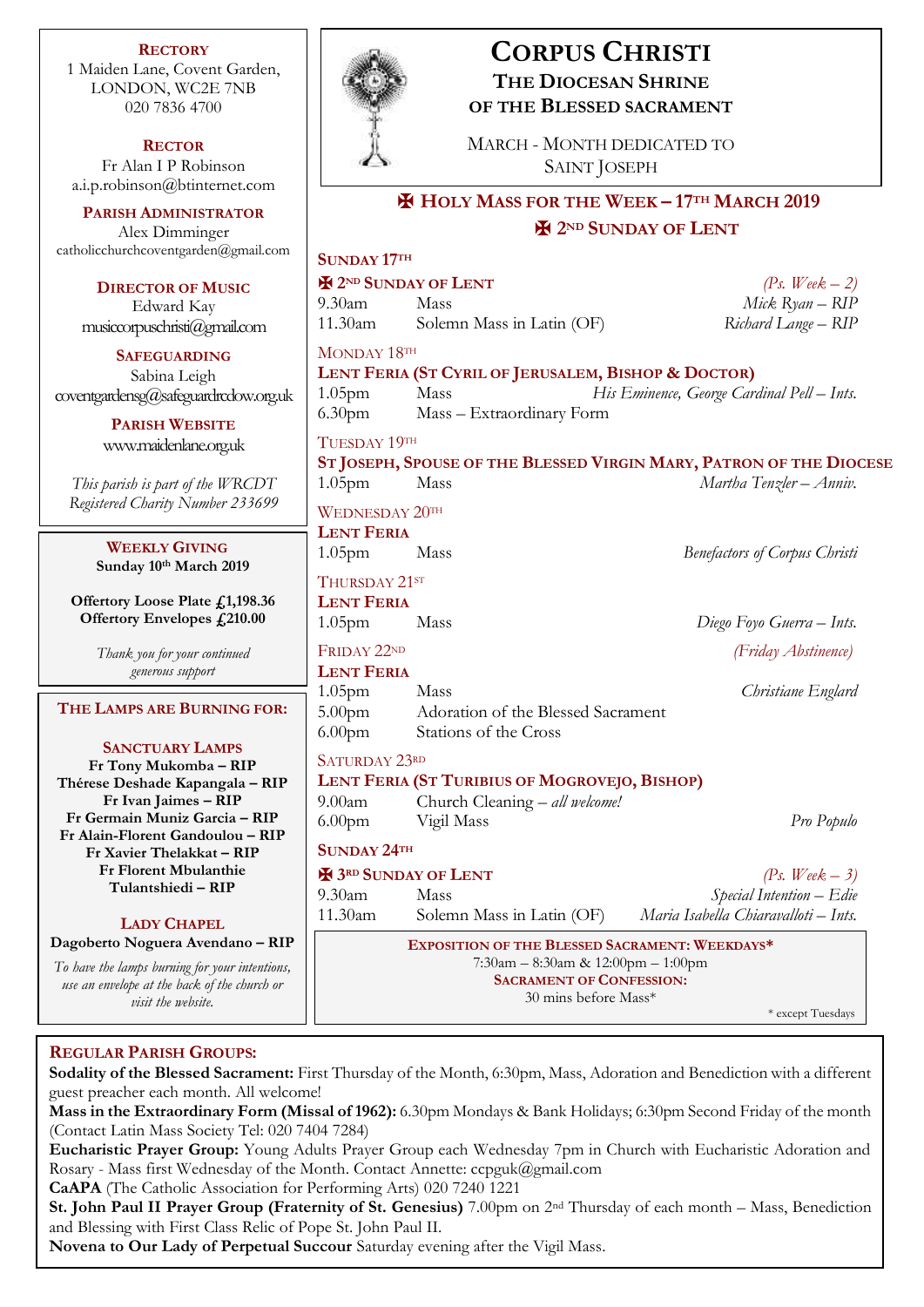# CORPUS CHRISTI

## THE DIOCESAN SHRINE OF THE BLESSED SACRAMENT

MARCH - MONTH DEDICATED TO SAINT JOSEPH

## ✠ HOLY MASS FOR THE WEEK – 17TH MARCH 2019

## ✠ 2ND SUNDAY OF LENT

**SUNDAY 17TH**

**✠ 2ND SUNDAY OF LENT** *(Ps. Week – 2)*

| | | |
|---|---|---|
| 9.30am | Mass | *Mick Ryan – RIP* |
| 11.30am | Solemn Mass in Latin (OF) | *Richard Lange – RIP* |

MONDAY 18TH

**LENT FERIA (ST CYRIL OF JERUSALEM, BISHOP & DOCTOR)**

| | | |
|---|---|---|
| 1.05pm | Mass | *His Eminence, George Cardinal Pell – Ints.* |
| 6.30pm | Mass – Extraordinary Form | |

TUESDAY 19TH

**ST JOSEPH, SPOUSE OF THE BLESSED VIRGIN MARY, PATRON OF THE DIOCESE**

| | | |
|---|---|---|
| 1.05pm | Mass | *Martha Tenzler – Anniv.* |

WEDNESDAY 20TH

**LENT FERIA**

| | | |
|---|---|---|
| 1.05pm | Mass | *Benefactors of Corpus Christi* |

THURSDAY 21ST

**LENT FERIA**

| | | |
|---|---|---|
| 1.05pm | Mass | *Diego Foyo Guerra – Ints.* |

FRIDAY 22ND *(Friday Abstinence)*

**LENT FERIA**

| | | |
|---|---|---|
| 1.05pm | Mass | *Christiane Englard* |
| 5.00pm | Adoration of the Blessed Sacrament | |
| 6.00pm | Stations of the Cross | |

SATURDAY 23RD

**LENT FERIA (ST TURIBIUS OF MOGROVEJO, BISHOP)**

| | | |
|---|---|---|
| 9.00am | Church Cleaning – *all welcome!* | |
| 6.00pm | Vigil Mass | *Pro Populo* |

**SUNDAY 24TH**

**✠ 3RD SUNDAY OF LENT** *(Ps. Week – 3)*

| | | |
|---|---|---|
| 9.30am | Mass | *Special Intention – Edie* |
| 11.30am | Solemn Mass in Latin (OF) | *Maria Isabella Chiaravalloti – Ints.* |

**EXPOSITION OF THE BLESSED SACRAMENT: WEEKDAYS***

7:30am – 8:30am & 12:00pm – 1:00pm

**SACRAMENT OF CONFESSION:**

30 mins before Mass*

* except Tuesdays

---

**RECTORY**
1 Maiden Lane, Covent Garden, LONDON, WC2E 7NB
020 7836 4700

**RECTOR**
Fr Alan I P Robinson
a.i.p.robinson@btinternet.com

**PARISH ADMINISTRATOR**
Alex Dimminger
catholicchurchcoventgarden@gmail.com

**DIRECTOR OF MUSIC**
Edward Kay
musiccorpuschristi@gmail.com

**SAFEGUARDING**
Sabina Leigh
coventgardensg@safeguardrcdow.org.uk

**PARISH WEBSITE**
www.maidenlane.org.uk

*This parish is part of the WRCDT Registered Charity Number 233699*

**WEEKLY GIVING**
**Sunday 10th March 2019**

**Offertory Loose Plate £1,198.36**
**Offertory Envelopes £210.00**

*Thank you for your continued generous support*

**THE LAMPS ARE BURNING FOR:**

**SANCTUARY LAMPS**
**Fr Tony Mukomba – RIP**
**Thérese Deshade Kapangala – RIP**
**Fr Ivan Jaimes – RIP**
**Fr Germain Muniz Garcia – RIP**
**Fr Alain-Florent Gandoulou – RIP**
**Fr Xavier Thelakkat – RIP**
**Fr Florent Mbulanthie Tulantshiedi – RIP**

**LADY CHAPEL**
**Dagoberto Noguera Avendano – RIP**

*To have the lamps burning for your intentions, use an envelope at the back of the church or visit the website.*

---

**REGULAR PARISH GROUPS:**

**Sodality of the Blessed Sacrament:** First Thursday of the Month, 6:30pm, Mass, Adoration and Benediction with a different guest preacher each month. All welcome!

**Mass in the Extraordinary Form (Missal of 1962):** 6.30pm Mondays & Bank Holidays; 6:30pm Second Friday of the month (Contact Latin Mass Society Tel: 020 7404 7284)

**Eucharistic Prayer Group:** Young Adults Prayer Group each Wednesday 7pm in Church with Eucharistic Adoration and Rosary - Mass first Wednesday of the Month. Contact Annette: ccpguk@gmail.com

**CaAPA** (The Catholic Association for Performing Arts) 020 7240 1221

**St. John Paul II Prayer Group (Fraternity of St. Genesius)** 7.00pm on 2nd Thursday of each month – Mass, Benediction and Blessing with First Class Relic of Pope St. John Paul II.

**Novena to Our Lady of Perpetual Succour** Saturday evening after the Vigil Mass.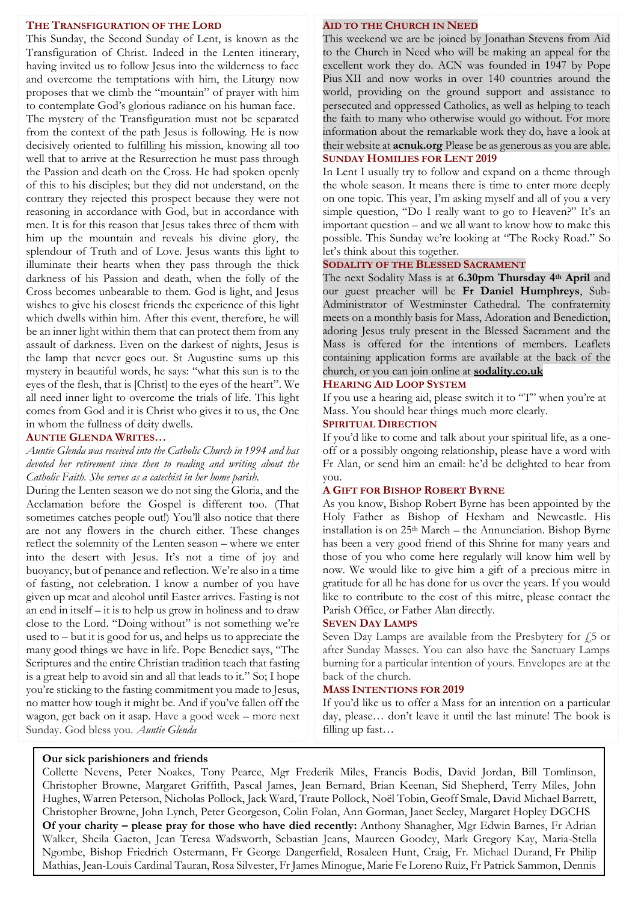## THE TRANSFIGURATION OF THE LORD

This Sunday, the Second Sunday of Lent, is known as the Transfiguration of Christ. Indeed in the Lenten itinerary, having invited us to follow Jesus into the wilderness to face and overcome the temptations with him, the Liturgy now proposes that we climb the "mountain" of prayer with him to contemplate God's glorious radiance on his human face.

The mystery of the Transfiguration must not be separated from the context of the path Jesus is following. He is now decisively oriented to fulfilling his mission, knowing all too well that to arrive at the Resurrection he must pass through the Passion and death on the Cross. He had spoken openly of this to his disciples; but they did not understand, on the contrary they rejected this prospect because they were not reasoning in accordance with God, but in accordance with men. It is for this reason that Jesus takes three of them with him up the mountain and reveals his divine glory, the splendour of Truth and of Love. Jesus wants this light to illuminate their hearts when they pass through the thick darkness of his Passion and death, when the folly of the Cross becomes unbearable to them. God is light, and Jesus wishes to give his closest friends the experience of this light which dwells within him. After this event, therefore, he will be an inner light within them that can protect them from any assault of darkness. Even on the darkest of nights, Jesus is the lamp that never goes out. St Augustine sums up this mystery in beautiful words, he says: "what this sun is to the eyes of the flesh, that is [Christ] to the eyes of the heart". We all need inner light to overcome the trials of life. This light comes from God and it is Christ who gives it to us, the One in whom the fullness of deity dwells.

## AUNTIE GLENDA WRITES…

*Auntie Glenda was received into the Catholic Church in 1994 and has devoted her retirement since then to reading and writing about the Catholic Faith. She serves as a catechist in her home parish.*

During the Lenten season we do not sing the Gloria, and the Acclamation before the Gospel is different too. (That sometimes catches people out!) You'll also notice that there are not any flowers in the church either. These changes reflect the solemnity of the Lenten season – where we enter into the desert with Jesus. It's not a time of joy and buoyancy, but of penance and reflection. We're also in a time of fasting, not celebration. I know a number of you have given up meat and alcohol until Easter arrives. Fasting is not an end in itself – it is to help us grow in holiness and to draw close to the Lord. "Doing without" is not something we're used to – but it is good for us, and helps us to appreciate the many good things we have in life. Pope Benedict says, "The Scriptures and the entire Christian tradition teach that fasting is a great help to avoid sin and all that leads to it." So; I hope you're sticking to the fasting commitment you made to Jesus, no matter how tough it might be. And if you've fallen off the wagon, get back on it asap. Have a good week – more next Sunday. God bless you. *Auntie Glenda*

## AID TO THE CHURCH IN NEED

This weekend we are be joined by Jonathan Stevens from Aid to the Church in Need who will be making an appeal for the excellent work they do. ACN was founded in 1947 by Pope Pius XII and now works in over 140 countries around the world, providing on the ground support and assistance to persecuted and oppressed Catholics, as well as helping to teach the faith to many who otherwise would go without. For more information about the remarkable work they do, have a look at their website at **acnuk.org** Please be as generous as you are able.

## SUNDAY HOMILIES FOR LENT 2019

In Lent I usually try to follow and expand on a theme through the whole season. It means there is time to enter more deeply on one topic. This year, I'm asking myself and all of you a very simple question, "Do I really want to go to Heaven?" It's an important question – and we all want to know how to make this possible. This Sunday we're looking at "The Rocky Road." So let's think about this together.

## SODALITY OF THE BLESSED SACRAMENT

The next Sodality Mass is at **6.30pm Thursday 4th April** and our guest preacher will be **Fr Daniel Humphreys**, Sub-Administrator of Westminster Cathedral. The confraternity meets on a monthly basis for Mass, Adoration and Benediction, adoring Jesus truly present in the Blessed Sacrament and the Mass is offered for the intentions of members. Leaflets containing application forms are available at the back of the church, or you can join online at **sodality.co.uk**

## HEARING AID LOOP SYSTEM

If you use a hearing aid, please switch it to "T" when you're at Mass. You should hear things much more clearly.

## SPIRITUAL DIRECTION

If you'd like to come and talk about your spiritual life, as a one-off or a possibly ongoing relationship, please have a word with Fr Alan, or send him an email: he'd be delighted to hear from you.

## A GIFT FOR BISHOP ROBERT BYRNE

As you know, Bishop Robert Byrne has been appointed by the Holy Father as Bishop of Hexham and Newcastle. His installation is on 25th March – the Annunciation. Bishop Byrne has been a very good friend of this Shrine for many years and those of you who come here regularly will know him well by now. We would like to give him a gift of a precious mitre in gratitude for all he has done for us over the years. If you would like to contribute to the cost of this mitre, please contact the Parish Office, or Father Alan directly.

## SEVEN DAY LAMPS

Seven Day Lamps are available from the Presbytery for £5 or after Sunday Masses. You can also have the Sanctuary Lamps burning for a particular intention of yours. Envelopes are at the back of the church.

## MASS INTENTIONS FOR 2019

If you'd like us to offer a Mass for an intention on a particular day, please… don't leave it until the last minute! The book is filling up fast…

**Our sick parishioners and friends**

Collette Nevens, Peter Noakes, Tony Pearce, Mgr Frederik Miles, Francis Bodis, David Jordan, Bill Tomlinson, Christopher Browne, Margaret Griffith, Pascal James, Jean Bernard, Brian Keenan, Sid Shepherd, Terry Miles, John Hughes, Warren Peterson, Nicholas Pollock, Jack Ward, Traute Pollock, Noël Tobin, Geoff Smale, David Michael Barrett, Christopher Browne, John Lynch, Peter Georgeson, Colin Folan, Ann Gorman, Janet Seeley, Margaret Hopley DGCHS

**Of your charity – please pray for those who have died recently:** Anthony Shanagher, Mgr Edwin Barnes, Fr Adrian Walker, Sheila Gaeton, Jean Teresa Wadsworth, Sebastian Jeans, Maureen Goodey, Mark Gregory Kay, Maria-Stella Ngombe, Bishop Friedrich Ostermann, Fr George Dangerfield, Rosaleen Hunt, Craig, Fr. Michael Durand, Fr Philip Mathias, Jean-Louis Cardinal Tauran, Rosa Silvester, Fr James Minogue, Marie Fe Loreno Ruiz, Fr Patrick Sammon, Dennis